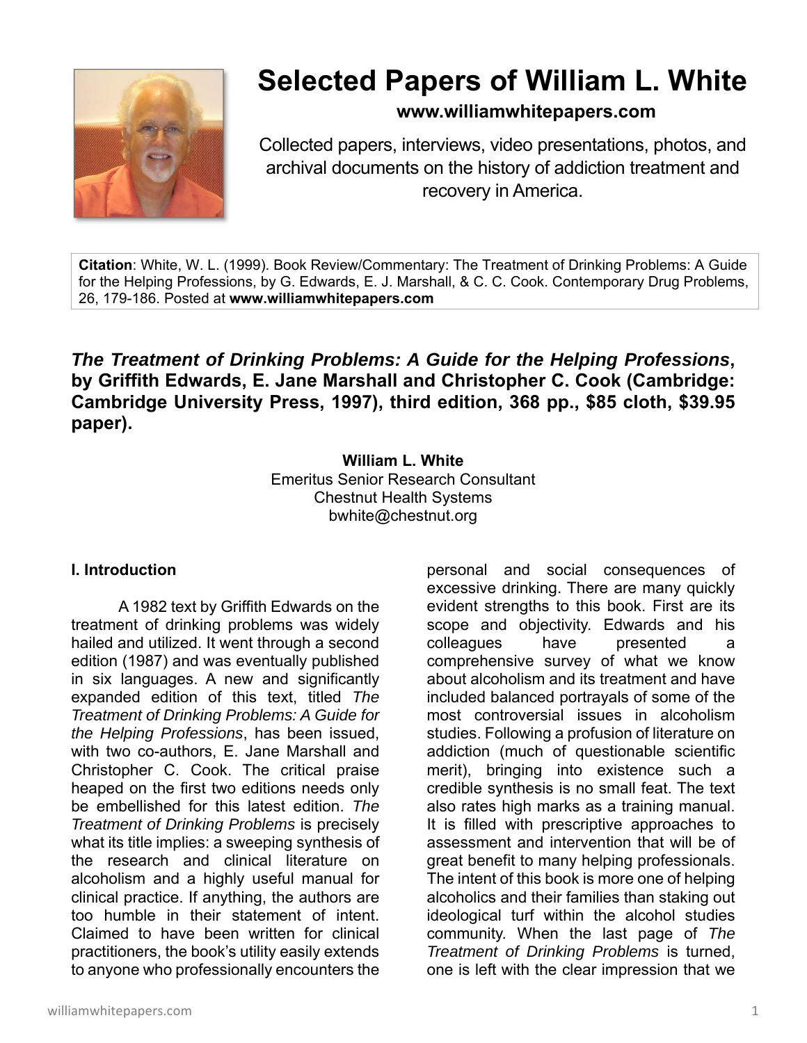# Selected Papers of William L. White

**www.williamwhitepapers.com**

Collected papers, interviews, video presentations, photos, and archival documents on the history of addiction treatment and recovery in America.

**Citation**: White, W. L. (1999). Book Review/Commentary: The Treatment of Drinking Problems: A Guide for the Helping Professions, by G. Edwards, E. J. Marshall, & C. C. Cook. Contemporary Drug Problems, 26, 179-186. Posted at **www.williamwhitepapers.com**

***The Treatment of Drinking Problems: A Guide for the Helping Professions*, by Griffith Edwards, E. Jane Marshall and Christopher C. Cook (Cambridge: Cambridge University Press, 1997), third edition, 368 pp., $85 cloth, $39.95 paper).**

**William L. White**
Emeritus Senior Research Consultant
Chestnut Health Systems
bwhite@chestnut.org

## I. Introduction

A 1982 text by Griffith Edwards on the treatment of drinking problems was widely hailed and utilized. It went through a second edition (1987) and was eventually published in six languages. A new and significantly expanded edition of this text, titled *The Treatment of Drinking Problems: A Guide for the Helping Professions*, has been issued, with two co-authors, E. Jane Marshall and Christopher C. Cook. The critical praise heaped on the first two editions needs only be embellished for this latest edition. *The Treatment of Drinking Problems* is precisely what its title implies: a sweeping synthesis of the research and clinical literature on alcoholism and a highly useful manual for clinical practice. If anything, the authors are too humble in their statement of intent. Claimed to have been written for clinical practitioners, the book's utility easily extends to anyone who professionally encounters the personal and social consequences of excessive drinking. There are many quickly evident strengths to this book. First are its scope and objectivity. Edwards and his colleagues have presented a comprehensive survey of what we know about alcoholism and its treatment and have included balanced portrayals of some of the most controversial issues in alcoholism studies. Following a profusion of literature on addiction (much of questionable scientific merit), bringing into existence such a credible synthesis is no small feat. The text also rates high marks as a training manual. It is filled with prescriptive approaches to assessment and intervention that will be of great benefit to many helping professionals. The intent of this book is more one of helping alcoholics and their families than staking out ideological turf within the alcohol studies community. When the last page of *The Treatment of Drinking Problems* is turned, one is left with the clear impression that we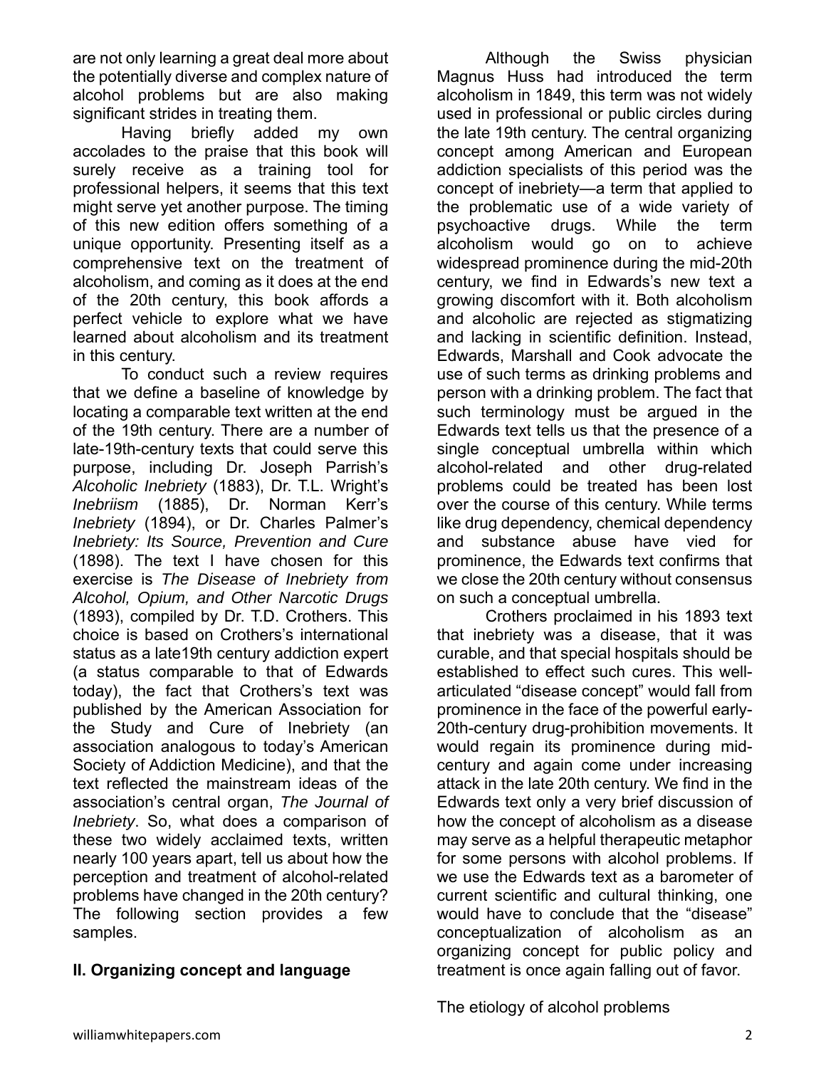are not only learning a great deal more about the potentially diverse and complex nature of alcohol problems but are also making significant strides in treating them.

Having briefly added my own accolades to the praise that this book will surely receive as a training tool for professional helpers, it seems that this text might serve yet another purpose. The timing of this new edition offers something of a unique opportunity. Presenting itself as a comprehensive text on the treatment of alcoholism, and coming as it does at the end of the 20th century, this book affords a perfect vehicle to explore what we have learned about alcoholism and its treatment in this century.

To conduct such a review requires that we define a baseline of knowledge by locating a comparable text written at the end of the 19th century. There are a number of late-19th-century texts that could serve this purpose, including Dr. Joseph Parrish's *Alcoholic Inebriety* (1883), Dr. T.L. Wright's *Inebriism* (1885), Dr. Norman Kerr's *Inebriety* (1894), or Dr. Charles Palmer's *Inebriety: Its Source, Prevention and Cure* (1898). The text I have chosen for this exercise is *The Disease of Inebriety from Alcohol, Opium, and Other Narcotic Drugs* (1893), compiled by Dr. T.D. Crothers. This choice is based on Crothers's international status as a late19th century addiction expert (a status comparable to that of Edwards today), the fact that Crothers's text was published by the American Association for the Study and Cure of Inebriety (an association analogous to today's American Society of Addiction Medicine), and that the text reflected the mainstream ideas of the association's central organ, *The Journal of Inebriety*. So, what does a comparison of these two widely acclaimed texts, written nearly 100 years apart, tell us about how the perception and treatment of alcohol-related problems have changed in the 20th century? The following section provides a few samples.

## II. Organizing concept and language

Although the Swiss physician Magnus Huss had introduced the term alcoholism in 1849, this term was not widely used in professional or public circles during the late 19th century. The central organizing concept among American and European addiction specialists of this period was the concept of inebriety—a term that applied to the problematic use of a wide variety of psychoactive drugs. While the term alcoholism would go on to achieve widespread prominence during the mid-20th century, we find in Edwards's new text a growing discomfort with it. Both alcoholism and alcoholic are rejected as stigmatizing and lacking in scientific definition. Instead, Edwards, Marshall and Cook advocate the use of such terms as drinking problems and person with a drinking problem. The fact that such terminology must be argued in the Edwards text tells us that the presence of a single conceptual umbrella within which alcohol-related and other drug-related problems could be treated has been lost over the course of this century. While terms like drug dependency, chemical dependency and substance abuse have vied for prominence, the Edwards text confirms that we close the 20th century without consensus on such a conceptual umbrella.

Crothers proclaimed in his 1893 text that inebriety was a disease, that it was curable, and that special hospitals should be established to effect such cures. This well-articulated "disease concept" would fall from prominence in the face of the powerful early-20th-century drug-prohibition movements. It would regain its prominence during mid-century and again come under increasing attack in the late 20th century. We find in the Edwards text only a very brief discussion of how the concept of alcoholism as a disease may serve as a helpful therapeutic metaphor for some persons with alcohol problems. If we use the Edwards text as a barometer of current scientific and cultural thinking, one would have to conclude that the "disease" conceptualization of alcoholism as an organizing concept for public policy and treatment is once again falling out of favor.

### The etiology of alcohol problems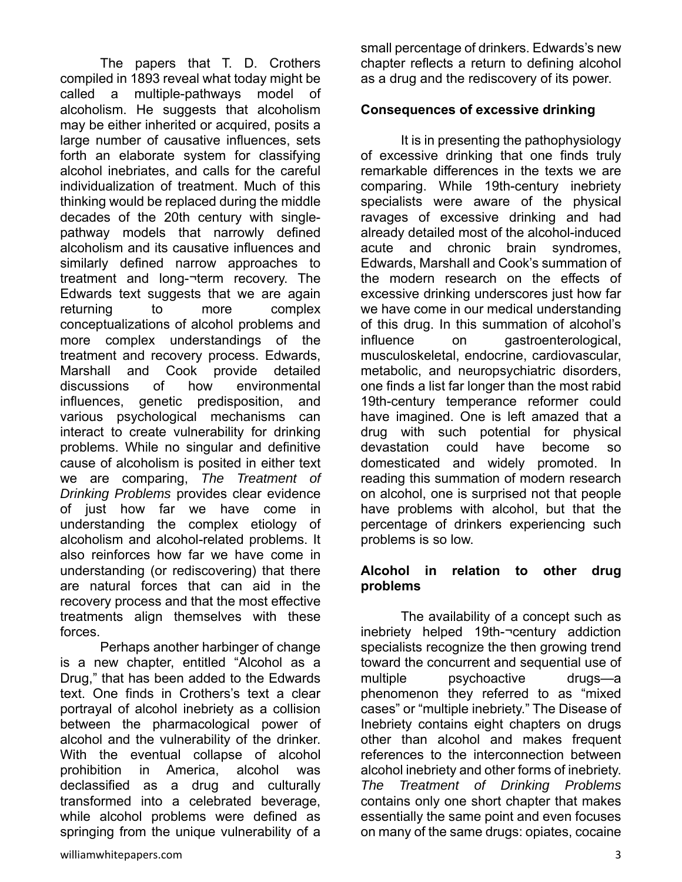The papers that T. D. Crothers compiled in 1893 reveal what today might be called a multiple-pathways model of alcoholism. He suggests that alcoholism may be either inherited or acquired, posits a large number of causative influences, sets forth an elaborate system for classifying alcohol inebriates, and calls for the careful individualization of treatment. Much of this thinking would be replaced during the middle decades of the 20th century with single-pathway models that narrowly defined alcoholism and its causative influences and similarly defined narrow approaches to treatment and long-¬term recovery. The Edwards text suggests that we are again returning to more complex conceptualizations of alcohol problems and more complex understandings of the treatment and recovery process. Edwards, Marshall and Cook provide detailed discussions of how environmental influences, genetic predisposition, and various psychological mechanisms can interact to create vulnerability for drinking problems. While no singular and definitive cause of alcoholism is posited in either text we are comparing, *The Treatment of Drinking Problems* provides clear evidence of just how far we have come in understanding the complex etiology of alcoholism and alcohol-related problems. It also reinforces how far we have come in understanding (or rediscovering) that there are natural forces that can aid in the recovery process and that the most effective treatments align themselves with these forces.

Perhaps another harbinger of change is a new chapter, entitled "Alcohol as a Drug," that has been added to the Edwards text. One finds in Crothers's text a clear portrayal of alcohol inebriety as a collision between the pharmacological power of alcohol and the vulnerability of the drinker. With the eventual collapse of alcohol prohibition in America, alcohol was declassified as a drug and culturally transformed into a celebrated beverage, while alcohol problems were defined as springing from the unique vulnerability of a small percentage of drinkers. Edwards's new chapter reflects a return to defining alcohol as a drug and the rediscovery of its power.

### Consequences of excessive drinking

It is in presenting the pathophysiology of excessive drinking that one finds truly remarkable differences in the texts we are comparing. While 19th-century inebriety specialists were aware of the physical ravages of excessive drinking and had already detailed most of the alcohol-induced acute and chronic brain syndromes, Edwards, Marshall and Cook's summation of the modern research on the effects of excessive drinking underscores just how far we have come in our medical understanding of this drug. In this summation of alcohol's influence on gastroenterological, musculoskeletal, endocrine, cardiovascular, metabolic, and neuropsychiatric disorders, one finds a list far longer than the most rabid 19th-century temperance reformer could have imagined. One is left amazed that a drug with such potential for physical devastation could have become so domesticated and widely promoted. In reading this summation of modern research on alcohol, one is surprised not that people have problems with alcohol, but that the percentage of drinkers experiencing such problems is so low.

### Alcohol in relation to other drug problems

The availability of a concept such as inebriety helped 19th-¬century addiction specialists recognize the then growing trend toward the concurrent and sequential use of multiple psychoactive drugs—a phenomenon they referred to as "mixed cases" or "multiple inebriety." The Disease of Inebriety contains eight chapters on drugs other than alcohol and makes frequent references to the interconnection between alcohol inebriety and other forms of inebriety. *The Treatment of Drinking Problems* contains only one short chapter that makes essentially the same point and even focuses on many of the same drugs: opiates, cocaine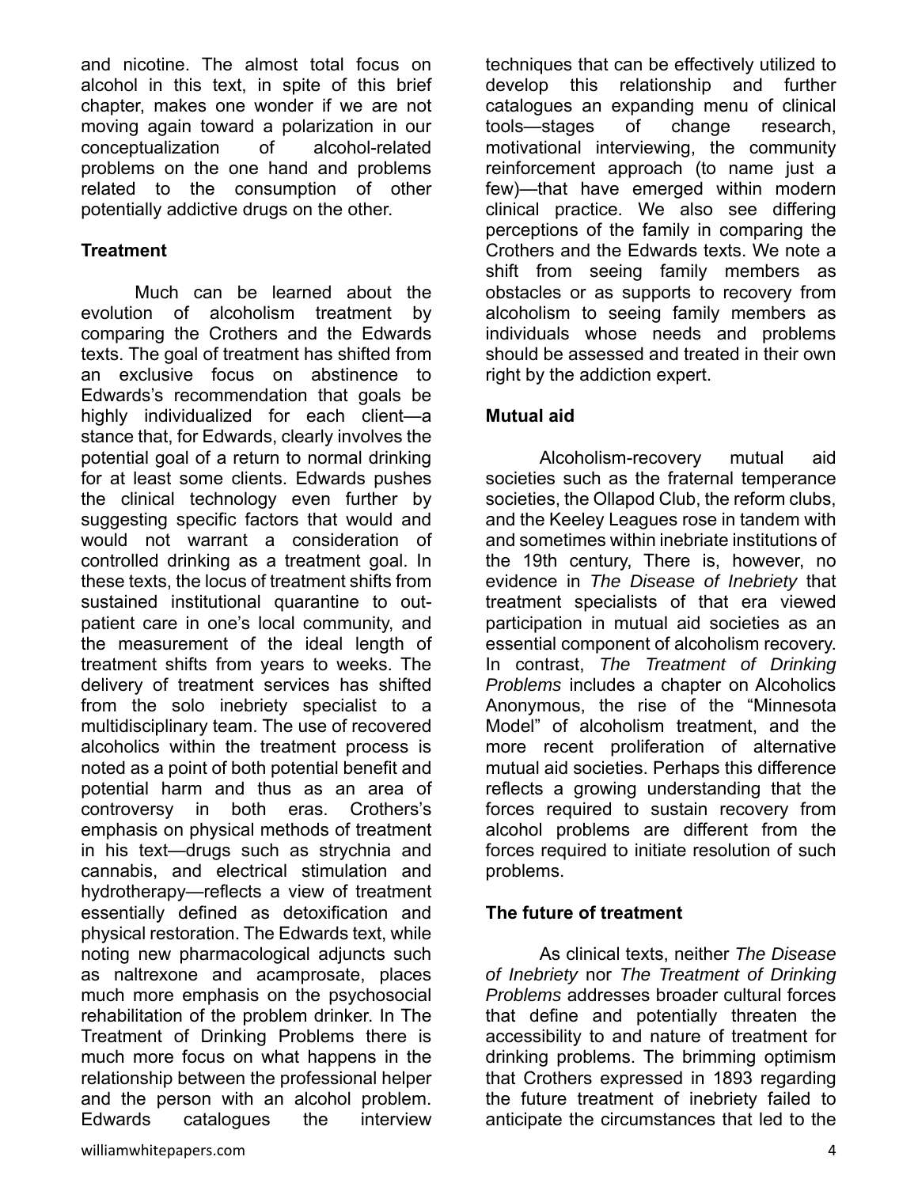and nicotine. The almost total focus on alcohol in this text, in spite of this brief chapter, makes one wonder if we are not moving again toward a polarization in our conceptualization of alcohol-related problems on the one hand and problems related to the consumption of other potentially addictive drugs on the other.

**Treatment**

Much can be learned about the evolution of alcoholism treatment by comparing the Crothers and the Edwards texts. The goal of treatment has shifted from an exclusive focus on abstinence to Edwards's recommendation that goals be highly individualized for each client—a stance that, for Edwards, clearly involves the potential goal of a return to normal drinking for at least some clients. Edwards pushes the clinical technology even further by suggesting specific factors that would and would not warrant a consideration of controlled drinking as a treatment goal. In these texts, the locus of treatment shifts from sustained institutional quarantine to out-patient care in one's local community, and the measurement of the ideal length of treatment shifts from years to weeks. The delivery of treatment services has shifted from the solo inebriety specialist to a multidisciplinary team. The use of recovered alcoholics within the treatment process is noted as a point of both potential benefit and potential harm and thus as an area of controversy in both eras. Crothers's emphasis on physical methods of treatment in his text—drugs such as strychnia and cannabis, and electrical stimulation and hydrotherapy—reflects a view of treatment essentially defined as detoxification and physical restoration. The Edwards text, while noting new pharmacological adjuncts such as naltrexone and acamprosate, places much more emphasis on the psychosocial rehabilitation of the problem drinker. In The Treatment of Drinking Problems there is much more focus on what happens in the relationship between the professional helper and the person with an alcohol problem. Edwards catalogues the interview techniques that can be effectively utilized to develop this relationship and further catalogues an expanding menu of clinical tools—stages of change research, motivational interviewing, the community reinforcement approach (to name just a few)—that have emerged within modern clinical practice. We also see differing perceptions of the family in comparing the Crothers and the Edwards texts. We note a shift from seeing family members as obstacles or as supports to recovery from alcoholism to seeing family members as individuals whose needs and problems should be assessed and treated in their own right by the addiction expert.

**Mutual aid**

Alcoholism-recovery mutual aid societies such as the fraternal temperance societies, the Ollapod Club, the reform clubs, and the Keeley Leagues rose in tandem with and sometimes within inebriate institutions of the 19th century, There is, however, no evidence in *The Disease of Inebriety* that treatment specialists of that era viewed participation in mutual aid societies as an essential component of alcoholism recovery. In contrast, *The Treatment of Drinking Problems* includes a chapter on Alcoholics Anonymous, the rise of the "Minnesota Model" of alcoholism treatment, and the more recent proliferation of alternative mutual aid societies. Perhaps this difference reflects a growing understanding that the forces required to sustain recovery from alcohol problems are different from the forces required to initiate resolution of such problems.

**The future of treatment**

As clinical texts, neither *The Disease of Inebriety* nor *The Treatment of Drinking Problems* addresses broader cultural forces that define and potentially threaten the accessibility to and nature of treatment for drinking problems. The brimming optimism that Crothers expressed in 1893 regarding the future treatment of inebriety failed to anticipate the circumstances that led to the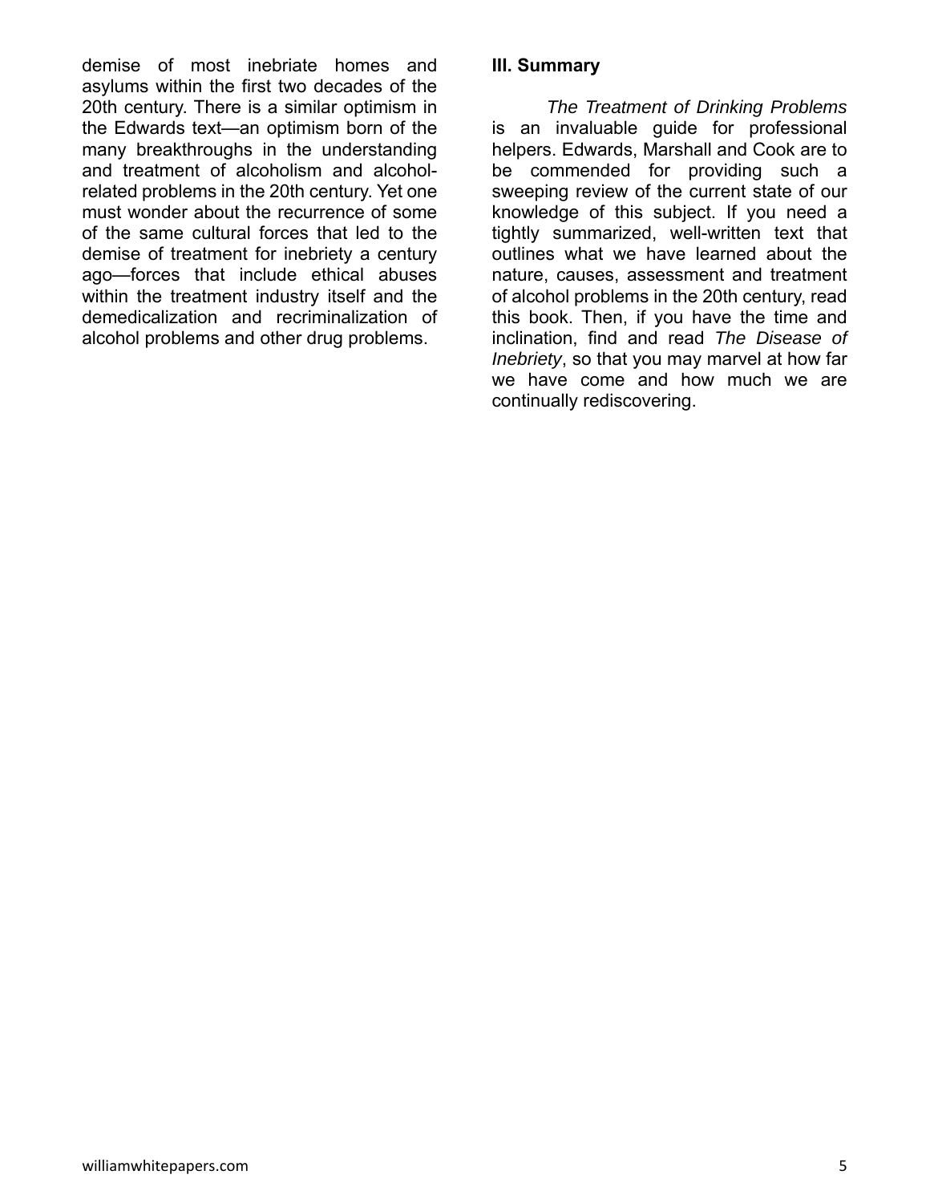demise of most inebriate homes and asylums within the first two decades of the 20th century. There is a similar optimism in the Edwards text—an optimism born of the many breakthroughs in the understanding and treatment of alcoholism and alcohol-related problems in the 20th century. Yet one must wonder about the recurrence of some of the same cultural forces that led to the demise of treatment for inebriety a century ago—forces that include ethical abuses within the treatment industry itself and the demedicalization and recriminalization of alcohol problems and other drug problems.

**III. Summary**

*The Treatment of Drinking Problems* is an invaluable guide for professional helpers. Edwards, Marshall and Cook are to be commended for providing such a sweeping review of the current state of our knowledge of this subject. If you need a tightly summarized, well-written text that outlines what we have learned about the nature, causes, assessment and treatment of alcohol problems in the 20th century, read this book. Then, if you have the time and inclination, find and read *The Disease of Inebriety*, so that you may marvel at how far we have come and how much we are continually rediscovering.